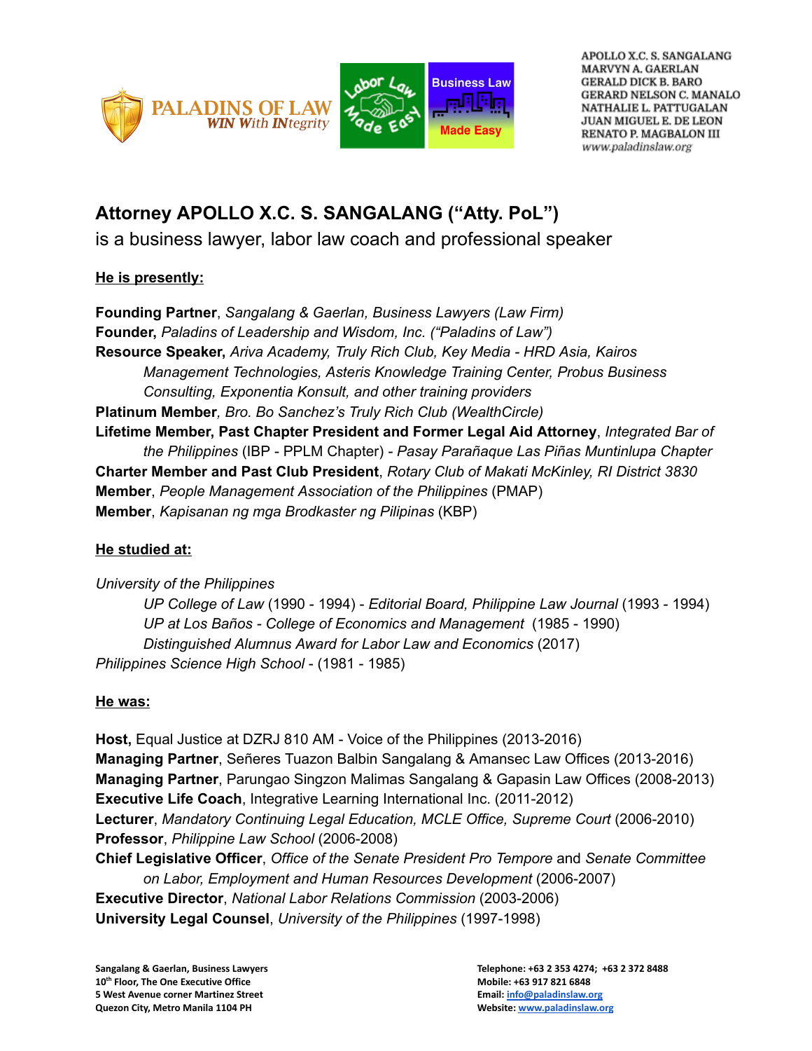PALADINS OF LAW
*WIN With INtegrity*

Labor Law Made Easy

Business Law Made Easy

APOLLO X.C. S. SANGALANG
MARVYN A. GAERLAN
GERALD DICK B. BARO
GERARD NELSON C. MANALO
NATHALIE L. PATTUGALAN
JUAN MIGUEL E. DE LEON
RENATO P. MAGBALON III
*www.paladinslaw.org*

# Attorney APOLLO X.C. S. SANGALANG ("Atty. PoL")

is a business lawyer, labor law coach and professional speaker

**He is presently:**

**Founding Partner**, *Sangalang & Gaerlan, Business Lawyers (Law Firm)*
**Founder,** *Paladins of Leadership and Wisdom, Inc. ("Paladins of Law")*
**Resource Speaker,** *Ariva Academy, Truly Rich Club, Key Media - HRD Asia, Kairos Management Technologies, Asteris Knowledge Training Center, Probus Business Consulting, Exponentia Konsult, and other training providers*
**Platinum Member***, Bro. Bo Sanchez's Truly Rich Club (WealthCircle)*
**Lifetime Member, Past Chapter President and Former Legal Aid Attorney**, *Integrated Bar of the Philippines* (IBP - PPLM Chapter) - *Pasay Parañaque Las Piñas Muntinlupa Chapter*
**Charter Member and Past Club President**, *Rotary Club of Makati McKinley, RI District 3830*
**Member**, *People Management Association of the Philippines* (PMAP)
**Member**, *Kapisanan ng mga Brodkaster ng Pilipinas* (KBP)

**He studied at:**

*University of the Philippines*
- *UP College of Law* (1990 - 1994) - *Editorial Board, Philippine Law Journal* (1993 - 1994)
- *UP at Los Baños - College of Economics and Management* (1985 - 1990)
- *Distinguished Alumnus Award for Labor Law and Economics* (2017)

*Philippines Science High School* - (1981 - 1985)

**He was:**

**Host,** Equal Justice at DZRJ 810 AM - Voice of the Philippines (2013-2016)
**Managing Partner**, Señeres Tuazon Balbin Sangalang & Amansec Law Offices (2013-2016)
**Managing Partner**, Parungao Singzon Malimas Sangalang & Gapasin Law Offices (2008-2013)
**Executive Life Coach**, Integrative Learning International Inc. (2011-2012)
**Lecturer**, *Mandatory Continuing Legal Education, MCLE Office, Supreme Court* (2006-2010)
**Professor**, *Philippine Law School* (2006-2008)
**Chief Legislative Officer**, *Office of the Senate President Pro Tempore* and *Senate Committee on Labor, Employment and Human Resources Development* (2006-2007)
**Executive Director**, *National Labor Relations Commission* (2003-2006)
**University Legal Counsel**, *University of the Philippines* (1997-1998)

**Sangalang & Gaerlan, Business Lawyers**
**10th Floor, The One Executive Office**
**5 West Avenue corner Martinez Street**
**Quezon City, Metro Manila 1104 PH**

**Telephone: +63 2 353 4274; +63 2 372 8488**
**Mobile: +63 917 821 6848**
**Email: info@paladinslaw.org**
**Website: www.paladinslaw.org**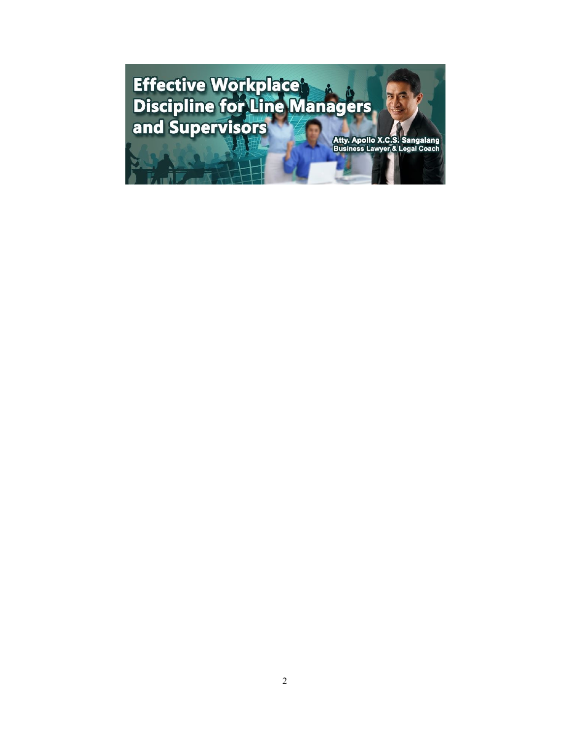# Effective Workplace Discipline for Line Managers and Supervisors

Atty. Apollo X.C.S. Sangalang
Business Lawyer & Legal Coach